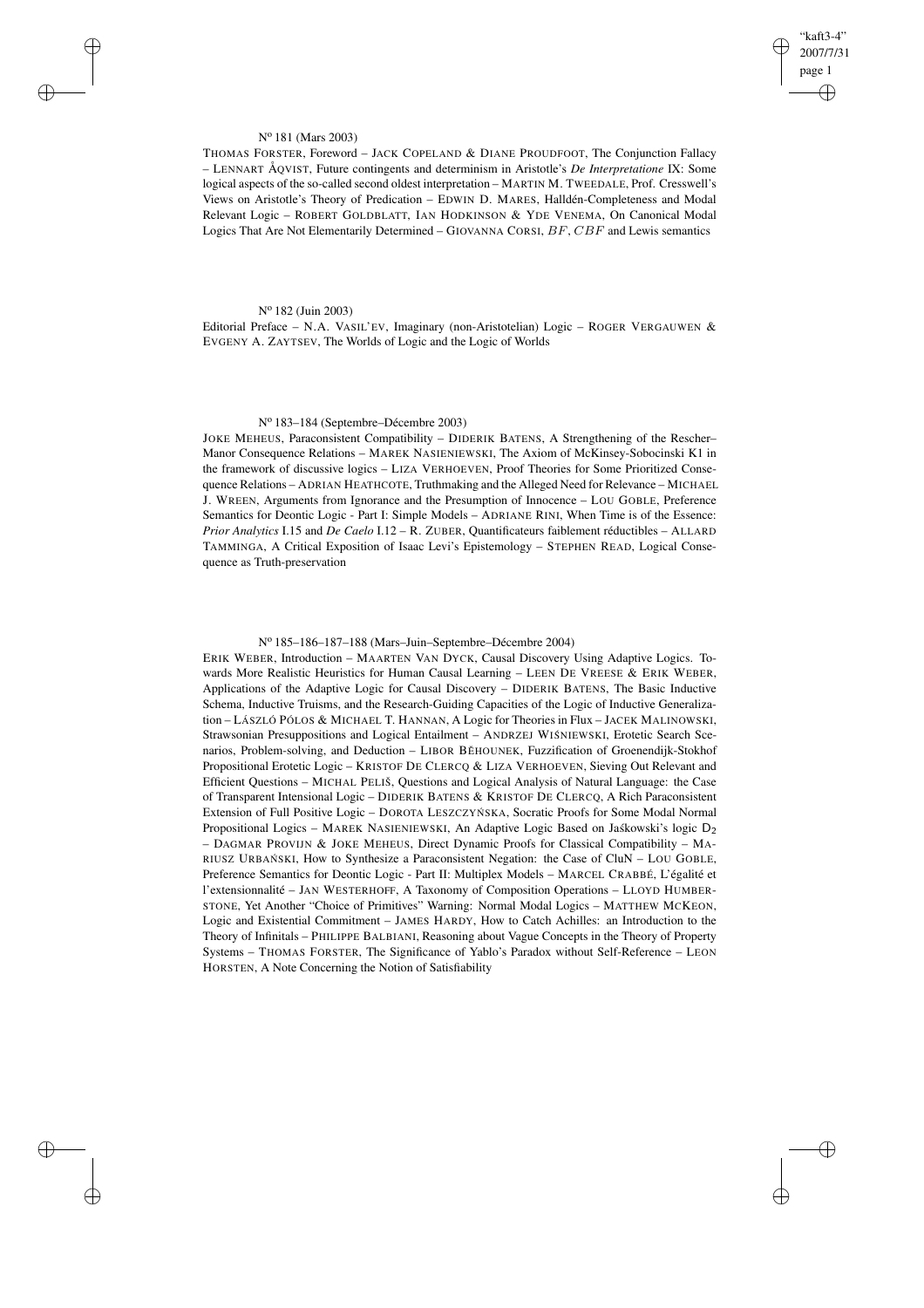N[o] 181 (Mars 2003)

THOMAS FORSTER, Foreword – JACK COPELAND & DIANE PROUDFOOT, The Conjunction Fallacy – LENNART ÅQVIST, Future contingents and determinism in Aristotle's *De Interpretatione* IX: Some logical aspects of the so-called second oldest interpretation – MARTIN M. TWEEDALE, Prof. Cresswell's Views on Aristotle's Theory of Predication – EDWIN D. MARES, Halldén-Completeness and Modal Relevant Logic – ROBERT GOLDBLATT, IAN HODKINSON & YDE VENEMA, On Canonical Modal Logics That Are Not Elementarily Determined – GIOVANNA CORSI, $BF$, $CBF$ and Lewis semantics

N[o] 182 (Juin 2003)

Editorial Preface – N.A. VASIL'EV, Imaginary (non-Aristotelian) Logic – ROGER VERGAUWEN & EVGENY A. ZAYTSEV, The Worlds of Logic and the Logic of Worlds

N[o] 183–184 (Septembre–Décembre 2003)

JOKE MEHEUS, Paraconsistent Compatibility – DIDERIK BATENS, A Strengthening of the Rescher–Manor Consequence Relations – MAREK NASIENIEWSKI, The Axiom of McKinsey-Sobocinski K1 in the framework of discussive logics – LIZA VERHOEVEN, Proof Theories for Some Prioritized Consequence Relations – ADRIAN HEATHCOTE, Truthmaking and the Alleged Need for Relevance – MICHAEL J. WREEN, Arguments from Ignorance and the Presumption of Innocence – LOU GOBLE, Preference Semantics for Deontic Logic - Part I: Simple Models – ADRIANE RINI, When Time is of the Essence: *Prior Analytics* I.15 and *De Caelo* I.12 – R. ZUBER, Quantificateurs faiblement réductibles – ALLARD TAMMINGA, A Critical Exposition of Isaac Levi's Epistemology – STEPHEN READ, Logical Consequence as Truth-preservation

N[o] 185–186–187–188 (Mars–Juin–Septembre–Décembre 2004)

ERIK WEBER, Introduction – MAARTEN VAN DYCK, Causal Discovery Using Adaptive Logics. Towards More Realistic Heuristics for Human Causal Learning – LEEN DE VREESE & ERIK WEBER, Applications of the Adaptive Logic for Causal Discovery – DIDERIK BATENS, The Basic Inductive Schema, Inductive Truisms, and the Research-Guiding Capacities of the Logic of Inductive Generalization – LÁSZLÓ PÓLOS & MICHAEL T. HANNAN, A Logic for Theories in Flux – JACEK MALINOWSKI, Strawsonian Presuppositions and Logical Entailment – ANDRZEJ WIŚNIEWSKI, Erotetic Search Scenarios, Problem-solving, and Deduction – LIBOR BĚHOUNEK, Fuzzification of Groenendijk-Stokhof Propositional Erotetic Logic – KRISTOF DE CLERCQ & LIZA VERHOEVEN, Sieving Out Relevant and Efficient Questions – MICHAL PELIŠ, Questions and Logical Analysis of Natural Language: the Case of Transparent Intensional Logic – DIDERIK BATENS & KRISTOF DE CLERCQ, A Rich Paraconsistent Extension of Full Positive Logic – DOROTA LESZCZYŃSKA, Socratic Proofs for Some Modal Normal Propositional Logics – MAREK NASIENIEWSKI, An Adaptive Logic Based on Jaśkowski's logic $D_2$ – DAGMAR PROVIJN & JOKE MEHEUS, Direct Dynamic Proofs for Classical Compatibility – MARIUSZ URBAŃSKI, How to Synthesize a Paraconsistent Negation: the Case of CluN – LOU GOBLE, Preference Semantics for Deontic Logic - Part II: Multiplex Models – MARCEL CRABBÉ, L'égalité et l'extensionnalité – JAN WESTERHOFF, A Taxonomy of Composition Operations – LLOYD HUMBERSTONE, Yet Another "Choice of Primitives" Warning: Normal Modal Logics – MATTHEW MCKEON, Logic and Existential Commitment – JAMES HARDY, How to Catch Achilles: an Introduction to the Theory of Infinitals – PHILIPPE BALBIANI, Reasoning about Vague Concepts in the Theory of Property Systems – THOMAS FORSTER, The Significance of Yablo's Paradox without Self-Reference – LEON HORSTEN, A Note Concerning the Notion of Satisfiability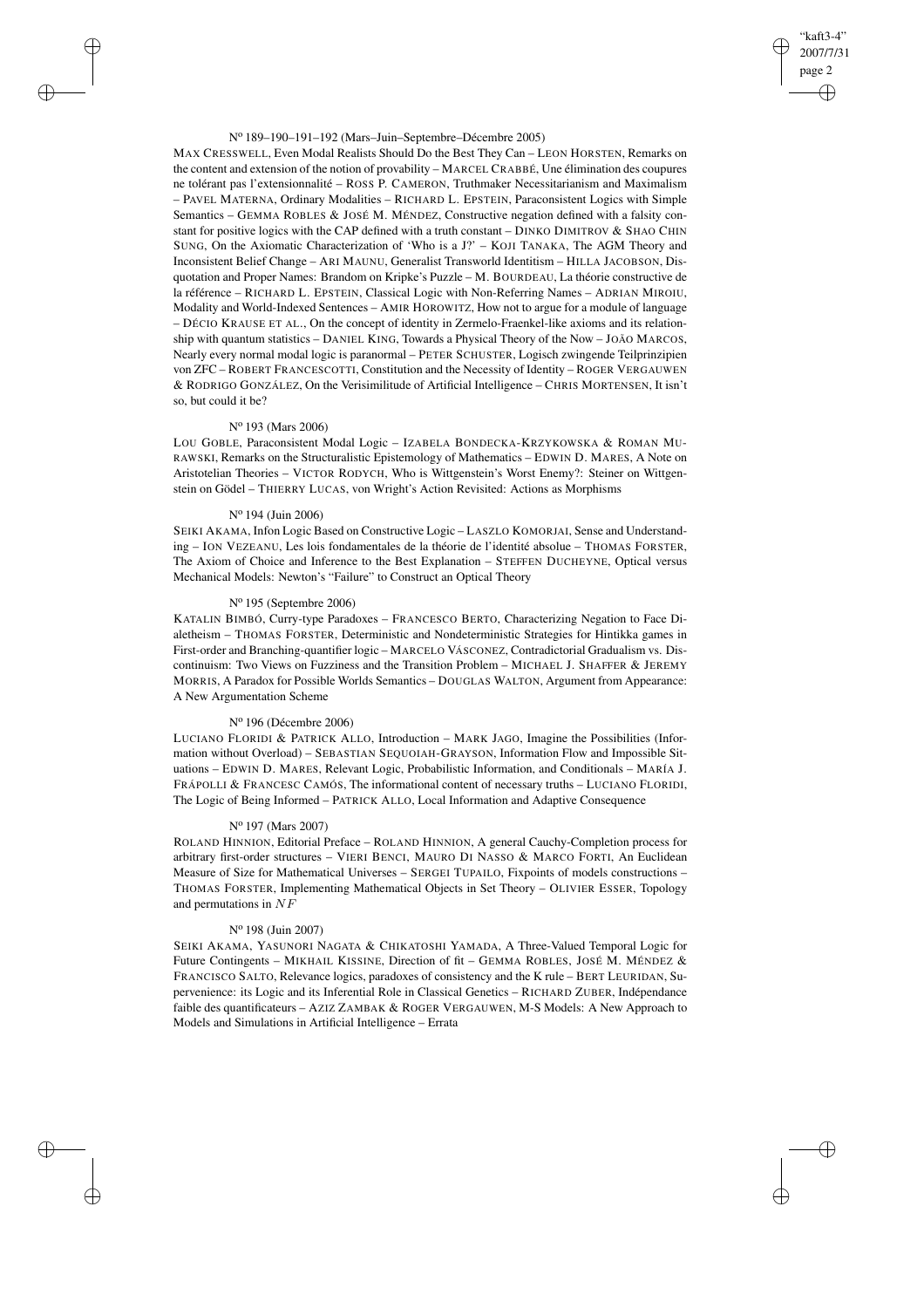N[o] 189–190–191–192 (Mars–Juin–Septembre–Décembre 2005)

MAX CRESSWELL, Even Modal Realists Should Do the Best They Can – LEON HORSTEN, Remarks on the content and extension of the notion of provability – MARCEL CRABBÉ, Une élimination des coupures ne tolérant pas l'extensionnalité – ROSS P. CAMERON, Truthmaker Necessitarianism and Maximalism – PAVEL MATERNA, Ordinary Modalities – RICHARD L. EPSTEIN, Paraconsistent Logics with Simple Semantics – GEMMA ROBLES & JOSÉ M. MÉNDEZ, Constructive negation defined with a falsity constant for positive logics with the CAP defined with a truth constant – DINKO DIMITROV & SHAO CHIN SUNG, On the Axiomatic Characterization of 'Who is a J?' – KOJI TANAKA, The AGM Theory and Inconsistent Belief Change – ARI MAUNU, Generalist Transworld Identitism – HILLA JACOBSON, Disquotation and Proper Names: Brandom on Kripke's Puzzle – M. BOURDEAU, La théorie constructive de la référence – RICHARD L. EPSTEIN, Classical Logic with Non-Referring Names – ADRIAN MIROIU, Modality and World-Indexed Sentences – AMIR HOROWITZ, How not to argue for a module of language – DÉCIO KRAUSE ET AL., On the concept of identity in Zermelo-Fraenkel-like axioms and its relationship with quantum statistics – DANIEL KING, Towards a Physical Theory of the Now – JOÃO MARCOS, Nearly every normal modal logic is paranormal – PETER SCHUSTER, Logisch zwingende Teilprinzipien von ZFC – ROBERT FRANCESCOTTI, Constitution and the Necessity of Identity – ROGER VERGAUWEN & RODRIGO GONZÁLEZ, On the Verisimilitude of Artificial Intelligence – CHRIS MORTENSEN, It isn't so, but could it be?

N[o] 193 (Mars 2006)

LOU GOBLE, Paraconsistent Modal Logic – IZABELA BONDECKA-KRZYKOWSKA & ROMAN MURAWSKI, Remarks on the Structuralistic Epistemology of Mathematics – EDWIN D. MARES, A Note on Aristotelian Theories – VICTOR RODYCH, Who is Wittgenstein's Worst Enemy?: Steiner on Wittgenstein on Gödel – THIERRY LUCAS, von Wright's Action Revisited: Actions as Morphisms

N[o] 194 (Juin 2006)

SEIKI AKAMA, Infon Logic Based on Constructive Logic – LASZLO KOMORJAI, Sense and Understanding – ION VEZEANU, Les lois fondamentales de la théorie de l'identité absolue – THOMAS FORSTER, The Axiom of Choice and Inference to the Best Explanation – STEFFEN DUCHEYNE, Optical versus Mechanical Models: Newton's "Failure" to Construct an Optical Theory

N[o] 195 (Septembre 2006)

KATALIN BIMBÓ, Curry-type Paradoxes – FRANCESCO BERTO, Characterizing Negation to Face Dialetheism – THOMAS FORSTER, Deterministic and Nondeterministic Strategies for Hintikka games in First-order and Branching-quantifier logic – MARCELO VÁSCONEZ, Contradictorial Gradualism vs. Discontinuism: Two Views on Fuzziness and the Transition Problem – MICHAEL J. SHAFFER & JEREMY MORRIS, A Paradox for Possible Worlds Semantics – DOUGLAS WALTON, Argument from Appearance: A New Argumentation Scheme

N[o] 196 (Décembre 2006)

LUCIANO FLORIDI & PATRICK ALLO, Introduction – MARK JAGO, Imagine the Possibilities (Information without Overload) – SEBASTIAN SEQUOIAH-GRAYSON, Information Flow and Impossible Situations – EDWIN D. MARES, Relevant Logic, Probabilistic Information, and Conditionals – MARÍA J. FRÁPOLLI & FRANCESC CAMÓS, The informational content of necessary truths – LUCIANO FLORIDI, The Logic of Being Informed – PATRICK ALLO, Local Information and Adaptive Consequence

N[o] 197 (Mars 2007)

ROLAND HINNION, Editorial Preface – ROLAND HINNION, A general Cauchy-Completion process for arbitrary first-order structures – VIERI BENCI, MAURO DI NASSO & MARCO FORTI, An Euclidean Measure of Size for Mathematical Universes – SERGEI TUPAILO, Fixpoints of models constructions – THOMAS FORSTER, Implementing Mathematical Objects in Set Theory – OLIVIER ESSER, Topology and permutations in $NF$

N[o] 198 (Juin 2007)

SEIKI AKAMA, YASUNORI NAGATA & CHIKATOSHI YAMADA, A Three-Valued Temporal Logic for Future Contingents – MIKHAIL KISSINE, Direction of fit – GEMMA ROBLES, JOSÉ M. MÉNDEZ & FRANCISCO SALTO, Relevance logics, paradoxes of consistency and the K rule – BERT LEURIDAN, Supervenience: its Logic and its Inferential Role in Classical Genetics – RICHARD ZUBER, Indépendance faible des quantificateurs – AZIZ ZAMBAK & ROGER VERGAUWEN, M-S Models: A New Approach to Models and Simulations in Artificial Intelligence – Errata